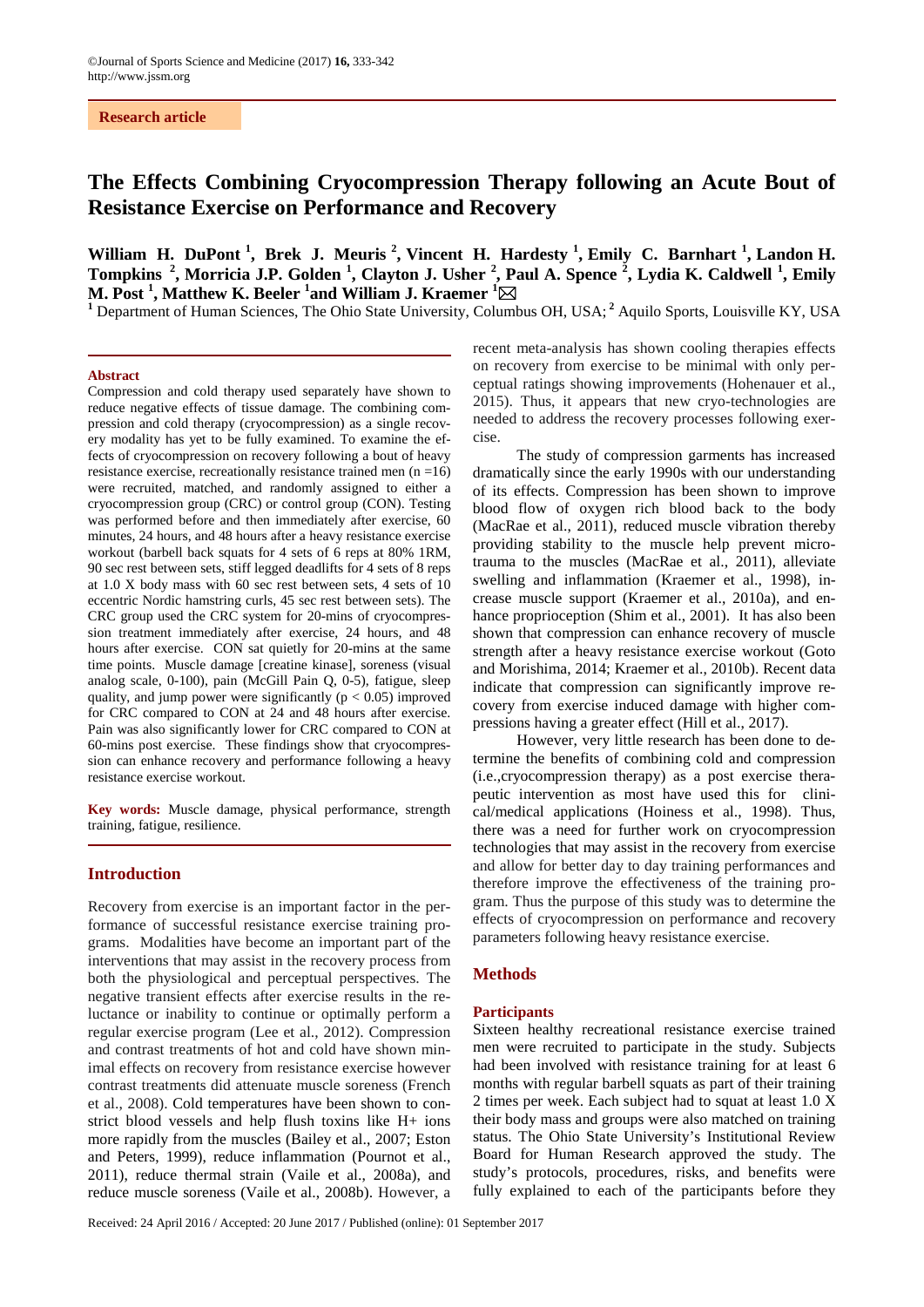Research article

# The Effects Combining Cryocompression Therapy following an Acute Bout of Resistance Exercise on Performance and Recovery

**William H. DuPont [1], Brek J. Meuris [2], Vincent H. Hardesty [1], Emily C. Barnhart [1], Landon H. Tompkins [2], Morricia J.P. Golden [1], Clayton J. Usher [2], Paul A. Spence [2], Lydia K. Caldwell [1], Emily M. Post [1], Matthew K. Beeler [1] and William J. Kraemer [1]**

[1] Department of Human Sciences, The Ohio State University, Columbus OH, USA; [2] Aquilo Sports, Louisville KY, USA

## Abstract

Compression and cold therapy used separately have shown to reduce negative effects of tissue damage. The combining compression and cold therapy (cryocompression) as a single recovery modality has yet to be fully examined. To examine the effects of cryocompression on recovery following a bout of heavy resistance exercise, recreationally resistance trained men (n =16) were recruited, matched, and randomly assigned to either a cryocompression group (CRC) or control group (CON). Testing was performed before and then immediately after exercise, 60 minutes, 24 hours, and 48 hours after a heavy resistance exercise workout (barbell back squats for 4 sets of 6 reps at 80% 1RM, 90 sec rest between sets, stiff legged deadlifts for 4 sets of 8 reps at 1.0 X body mass with 60 sec rest between sets, 4 sets of 10 eccentric Nordic hamstring curls, 45 sec rest between sets). The CRC group used the CRC system for 20-mins of cryocompression treatment immediately after exercise, 24 hours, and 48 hours after exercise. CON sat quietly for 20-mins at the same time points. Muscle damage [creatine kinase], soreness (visual analog scale, 0-100), pain (McGill Pain Q, 0-5), fatigue, sleep quality, and jump power were significantly ($p < 0.05$) improved for CRC compared to CON at 24 and 48 hours after exercise. Pain was also significantly lower for CRC compared to CON at 60-mins post exercise. These findings show that cryocompression can enhance recovery and performance following a heavy resistance exercise workout.

**Key words:** Muscle damage, physical performance, strength training, fatigue, resilience.

## Introduction

Recovery from exercise is an important factor in the performance of successful resistance exercise training programs. Modalities have become an important part of the interventions that may assist in the recovery process from both the physiological and perceptual perspectives. The negative transient effects after exercise results in the reluctance or inability to continue or optimally perform a regular exercise program (Lee et al., 2012). Compression and contrast treatments of hot and cold have shown minimal effects on recovery from resistance exercise however contrast treatments did attenuate muscle soreness (French et al., 2008). Cold temperatures have been shown to constrict blood vessels and help flush toxins like H+ ions more rapidly from the muscles (Bailey et al., 2007; Eston and Peters, 1999), reduce inflammation (Pournot et al., 2011), reduce thermal strain (Vaile et al., 2008a), and reduce muscle soreness (Vaile et al., 2008b). However, a recent meta-analysis has shown cooling therapies effects on recovery from exercise to be minimal with only perceptual ratings showing improvements (Hohenauer et al., 2015). Thus, it appears that new cryo-technologies are needed to address the recovery processes following exercise.

The study of compression garments has increased dramatically since the early 1990s with our understanding of its effects. Compression has been shown to improve blood flow of oxygen rich blood back to the body (MacRae et al., 2011), reduced muscle vibration thereby providing stability to the muscle help prevent microtrauma to the muscles (MacRae et al., 2011), alleviate swelling and inflammation (Kraemer et al., 1998), increase muscle support (Kraemer et al., 2010a), and enhance proprioception (Shim et al., 2001). It has also been shown that compression can enhance recovery of muscle strength after a heavy resistance exercise workout (Goto and Morishima, 2014; Kraemer et al., 2010b). Recent data indicate that compression can significantly improve recovery from exercise induced damage with higher compressions having a greater effect (Hill et al., 2017).

However, very little research has been done to determine the benefits of combining cold and compression (i.e.,cryocompression therapy) as a post exercise therapeutic intervention as most have used this for clinical/medical applications (Hoiness et al., 1998). Thus, there was a need for further work on cryocompression technologies that may assist in the recovery from exercise and allow for better day to day training performances and therefore improve the effectiveness of the training program. Thus the purpose of this study was to determine the effects of cryocompression on performance and recovery parameters following heavy resistance exercise.

## Methods

### Participants

Sixteen healthy recreational resistance exercise trained men were recruited to participate in the study. Subjects had been involved with resistance training for at least 6 months with regular barbell squats as part of their training 2 times per week. Each subject had to squat at least 1.0 X their body mass and groups were also matched on training status. The Ohio State University's Institutional Review Board for Human Research approved the study. The study's protocols, procedures, risks, and benefits were fully explained to each of the participants before they

Received: 24 April 2016 / Accepted: 20 June 2017 / Published (online): 01 September 2017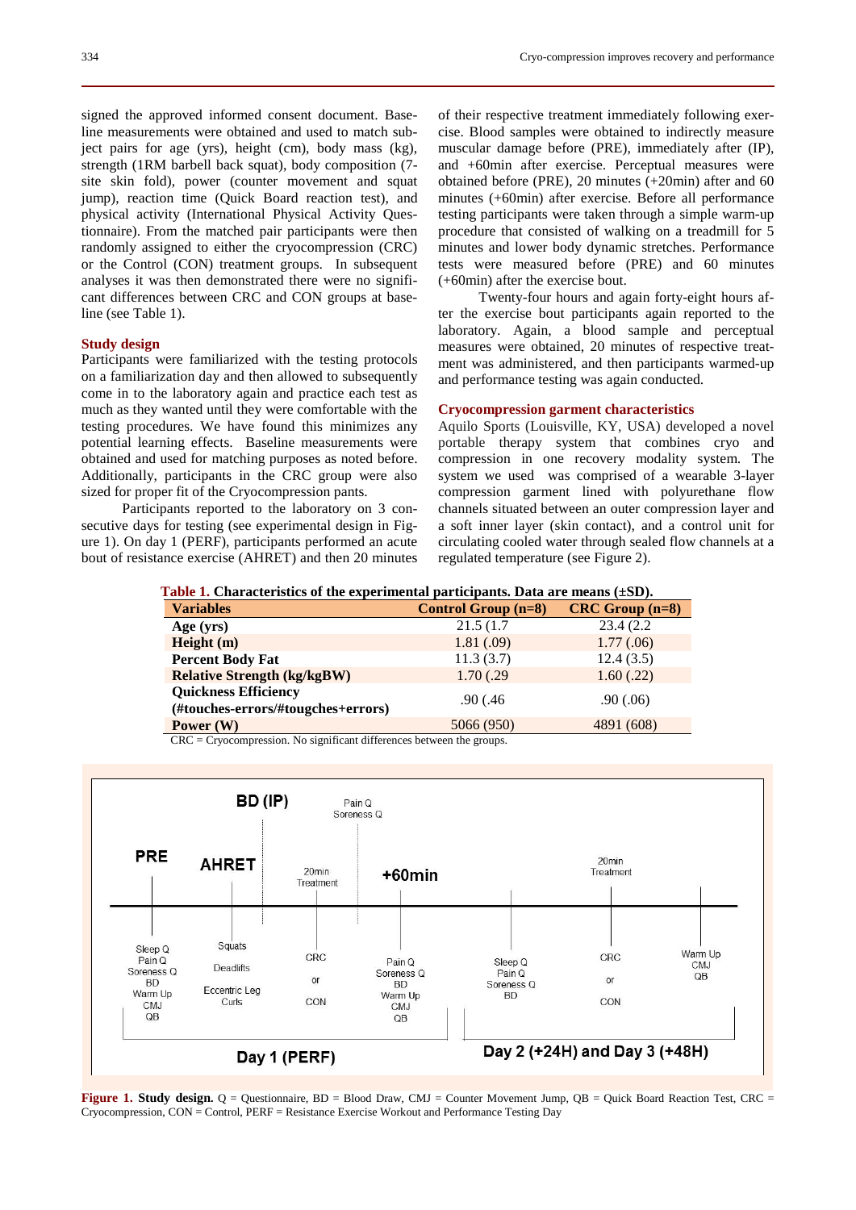signed the approved informed consent document. Baseline measurements were obtained and used to match subject pairs for age (yrs), height (cm), body mass (kg), strength (1RM barbell back squat), body composition (7-site skin fold), power (counter movement and squat jump), reaction time (Quick Board reaction test), and physical activity (International Physical Activity Questionnaire). From the matched pair participants were then randomly assigned to either the cryocompression (CRC) or the Control (CON) treatment groups. In subsequent analyses it was then demonstrated there were no significant differences between CRC and CON groups at baseline (see Table 1).

### Study design

Participants were familiarized with the testing protocols on a familiarization day and then allowed to subsequently come in to the laboratory again and practice each test as much as they wanted until they were comfortable with the testing procedures. We have found this minimizes any potential learning effects. Baseline measurements were obtained and used for matching purposes as noted before. Additionally, participants in the CRC group were also sized for proper fit of the Cryocompression pants.

Participants reported to the laboratory on 3 consecutive days for testing (see experimental design in Figure 1). On day 1 (PERF), participants performed an acute bout of resistance exercise (AHRET) and then 20 minutes of their respective treatment immediately following exercise. Blood samples were obtained to indirectly measure muscular damage before (PRE), immediately after (IP), and +60min after exercise. Perceptual measures were obtained before (PRE), 20 minutes (+20min) after and 60 minutes (+60min) after exercise. Before all performance testing participants were taken through a simple warm-up procedure that consisted of walking on a treadmill for 5 minutes and lower body dynamic stretches. Performance tests were measured before (PRE) and 60 minutes (+60min) after the exercise bout.

Twenty-four hours and again forty-eight hours after the exercise bout participants again reported to the laboratory. Again, a blood sample and perceptual measures were obtained, 20 minutes of respective treatment was administered, and then participants warmed-up and performance testing was again conducted.

### Cryocompression garment characteristics

Aquilo Sports (Louisville, KY, USA) developed a novel portable therapy system that combines cryo and compression in one recovery modality system. The system we used was comprised of a wearable 3-layer compression garment lined with polyurethane flow channels situated between an outer compression layer and a soft inner layer (skin contact), and a control unit for circulating cooled water through sealed flow channels at a regulated temperature (see Figure 2).

**Table 1. Characteristics of the experimental participants. Data are means (±SD).**

| Variables | Control Group (n=8) | CRC Group (n=8) |
|---|---|---|
| Age (yrs) | 21.5 (1.7 | 23.4 (2.2 |
| Height (m) | 1.81 (.09) | 1.77 (.06) |
| Percent Body Fat | 11.3 (3.7) | 12.4 (3.5) |
| Relative Strength (kg/kgBW) | 1.70 (.29 | 1.60 (.22) |
| Quickness Efficiency (#touches-errors/#tougches+errors) | .90 (.46 | .90 (.06) |
| Power (W) | 5066 (950) | 4891 (608) |

CRC = Cryocompression. No significant differences between the groups.

**Figure 1. Study design.** Q = Questionnaire, BD = Blood Draw, CMJ = Counter Movement Jump, QB = Quick Board Reaction Test, CRC = Cryocompression, CON = Control, PERF = Resistance Exercise Workout and Performance Testing Day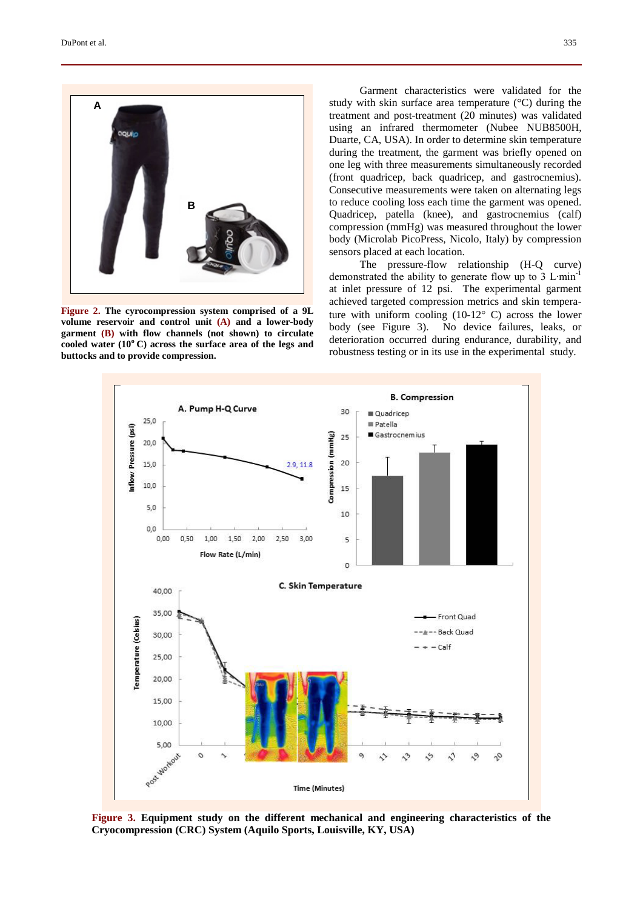**Figure 2.** **The cyrocompression system comprised of a 9L volume reservoir and control unit (A) and a lower-body garment (B) with flow channels (not shown) to circulate cooled water (10° C) across the surface area of the legs and buttocks and to provide compression.**

Garment characteristics were validated for the study with skin surface area temperature (°C) during the treatment and post-treatment (20 minutes) was validated using an infrared thermometer (Nubee NUB8500H, Duarte, CA, USA). In order to determine skin temperature during the treatment, the garment was briefly opened on one leg with three measurements simultaneously recorded (front quadricep, back quadricep, and gastrocnemius). Consecutive measurements were taken on alternating legs to reduce cooling loss each time the garment was opened. Quadricep, patella (knee), and gastrocnemius (calf) compression (mmHg) was measured throughout the lower body (Microlab PicoPress, Nicolo, Italy) by compression sensors placed at each location.

The pressure-flow relationship (H-Q curve) demonstrated the ability to generate flow up to 3 $L \cdot min^{-1}$ at inlet pressure of 12 psi. The experimental garment achieved targeted compression metrics and skin temperature with uniform cooling (10-12° C) across the lower body (see Figure 3). No device failures, leaks, or deterioration occurred during endurance, durability, and robustness testing or in its use in the experimental study.

**Figure 3.** **Equipment study on the different mechanical and engineering characteristics of the Cryocompression (CRC) System (Aquilo Sports, Louisville, KY, USA)**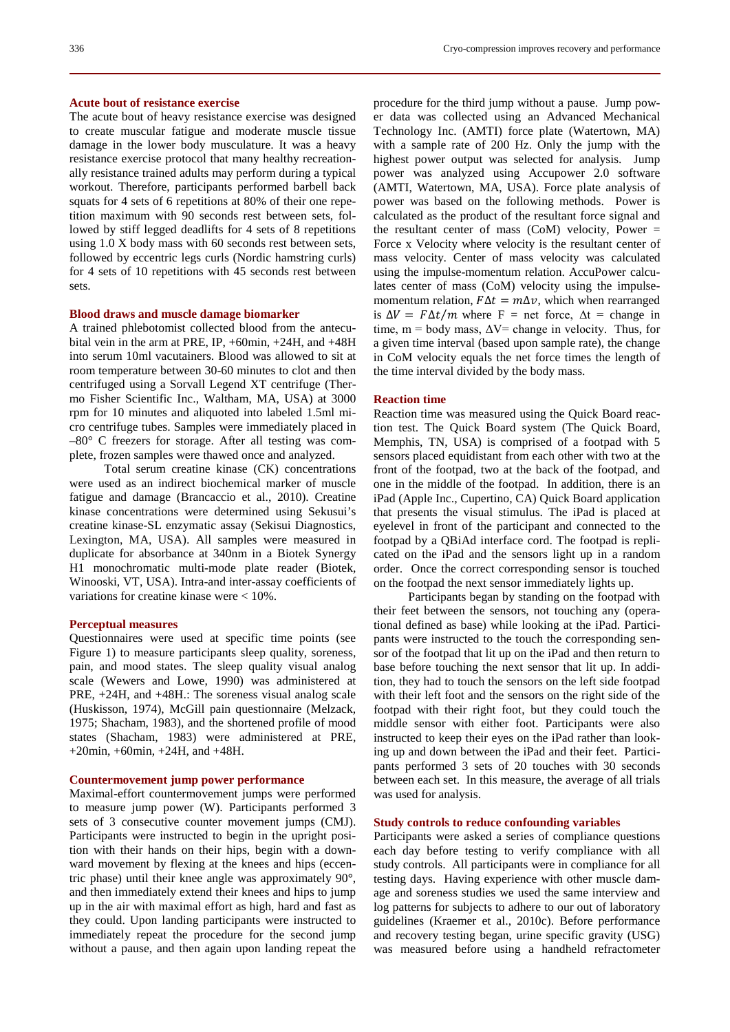### Acute bout of resistance exercise

The acute bout of heavy resistance exercise was designed to create muscular fatigue and moderate muscle tissue damage in the lower body musculature. It was a heavy resistance exercise protocol that many healthy recreationally resistance trained adults may perform during a typical workout. Therefore, participants performed barbell back squats for 4 sets of 6 repetitions at 80% of their one repetition maximum with 90 seconds rest between sets, followed by stiff legged deadlifts for 4 sets of 8 repetitions using 1.0 X body mass with 60 seconds rest between sets, followed by eccentric legs curls (Nordic hamstring curls) for 4 sets of 10 repetitions with 45 seconds rest between sets.

### Blood draws and muscle damage biomarker

A trained phlebotomist collected blood from the antecubital vein in the arm at PRE, IP, +60min, +24H, and +48H into serum 10ml vacutainers. Blood was allowed to sit at room temperature between 30-60 minutes to clot and then centrifuged using a Sorvall Legend XT centrifuge (Thermo Fisher Scientific Inc., Waltham, MA, USA) at 3000 rpm for 10 minutes and aliquoted into labeled 1.5ml micro centrifuge tubes. Samples were immediately placed in –80° C freezers for storage. After all testing was complete, frozen samples were thawed once and analyzed.

Total serum creatine kinase (CK) concentrations were used as an indirect biochemical marker of muscle fatigue and damage (Brancaccio et al., 2010). Creatine kinase concentrations were determined using Sekusui's creatine kinase-SL enzymatic assay (Sekisui Diagnostics, Lexington, MA, USA). All samples were measured in duplicate for absorbance at 340nm in a Biotek Synergy H1 monochromatic multi-mode plate reader (Biotek, Winooski, VT, USA). Intra-and inter-assay coefficients of variations for creatine kinase were < 10%.

### Perceptual measures

Questionnaires were used at specific time points (see Figure 1) to measure participants sleep quality, soreness, pain, and mood states. The sleep quality visual analog scale (Wewers and Lowe, 1990) was administered at PRE, +24H, and +48H.: The soreness visual analog scale (Huskisson, 1974), McGill pain questionnaire (Melzack, 1975; Shacham, 1983), and the shortened profile of mood states (Shacham, 1983) were administered at PRE, +20min, +60min, +24H, and +48H.

### Countermovement jump power performance

Maximal-effort countermovement jumps were performed to measure jump power (W). Participants performed 3 sets of 3 consecutive counter movement jumps (CMJ). Participants were instructed to begin in the upright position with their hands on their hips, begin with a downward movement by flexing at the knees and hips (eccentric phase) until their knee angle was approximately 90°, and then immediately extend their knees and hips to jump up in the air with maximal effort as high, hard and fast as they could. Upon landing participants were instructed to immediately repeat the procedure for the second jump without a pause, and then again upon landing repeat the procedure for the third jump without a pause. Jump power data was collected using an Advanced Mechanical Technology Inc. (AMTI) force plate (Watertown, MA) with a sample rate of 200 Hz. Only the jump with the highest power output was selected for analysis. Jump power was analyzed using Accupower 2.0 software (AMTI, Watertown, MA, USA). Force plate analysis of power was based on the following methods. Power is calculated as the product of the resultant force signal and the resultant center of mass (CoM) velocity, Power = Force x Velocity where velocity is the resultant center of mass velocity. Center of mass velocity was calculated using the impulse-momentum relation. AccuPower calculates center of mass (CoM) velocity using the impulse-momentum relation, $F\Delta t = m\Delta v$, which when rearranged is $\Delta V = F\Delta t/m$ where F = net force, $\Delta t$ = change in time, m = body mass, $\Delta V$= change in velocity. Thus, for a given time interval (based upon sample rate), the change in CoM velocity equals the net force times the length of the time interval divided by the body mass.

### Reaction time

Reaction time was measured using the Quick Board reaction time test. The Quick Board system (The Quick Board, Memphis, TN, USA) is comprised of a footpad with 5 sensors placed equidistant from each other with two at the front of the footpad, two at the back of the footpad, and one in the middle of the footpad. In addition, there is an iPad (Apple Inc., Cupertino, CA) Quick Board application that presents the visual stimulus. The iPad is placed at eyelevel in front of the participant and connected to the footpad by a QBiAd interface cord. The footpad is replicated on the iPad and the sensors light up in a random order. Once the correct corresponding sensor is touched on the footpad the next sensor immediately lights up.

Participants began by standing on the footpad with their feet between the sensors, not touching any (operational defined as base) while looking at the iPad. Participants were instructed to the touch the corresponding sensor of the footpad that lit up on the iPad and then return to base before touching the next sensor that lit up. In addition, they had to touch the sensors on the left side footpad with their left foot and the sensors on the right side of the footpad with their right foot, but they could touch the middle sensor with either foot. Participants were also instructed to keep their eyes on the iPad rather than looking up and down between the iPad and their feet. Participants performed 3 sets of 20 touches with 30 seconds between each set. In this measure, the average of all trials was used for analysis.

### Study controls to reduce confounding variables

Participants were asked a series of compliance questions each day before testing to verify compliance with all study controls. All participants were in compliance for all testing days. Having experience with other muscle damage and soreness studies we used the same interview and log patterns for subjects to adhere to our out of laboratory guidelines (Kraemer et al., 2010c). Before performance and recovery testing began, urine specific gravity (USG) was measured before using a handheld refractometer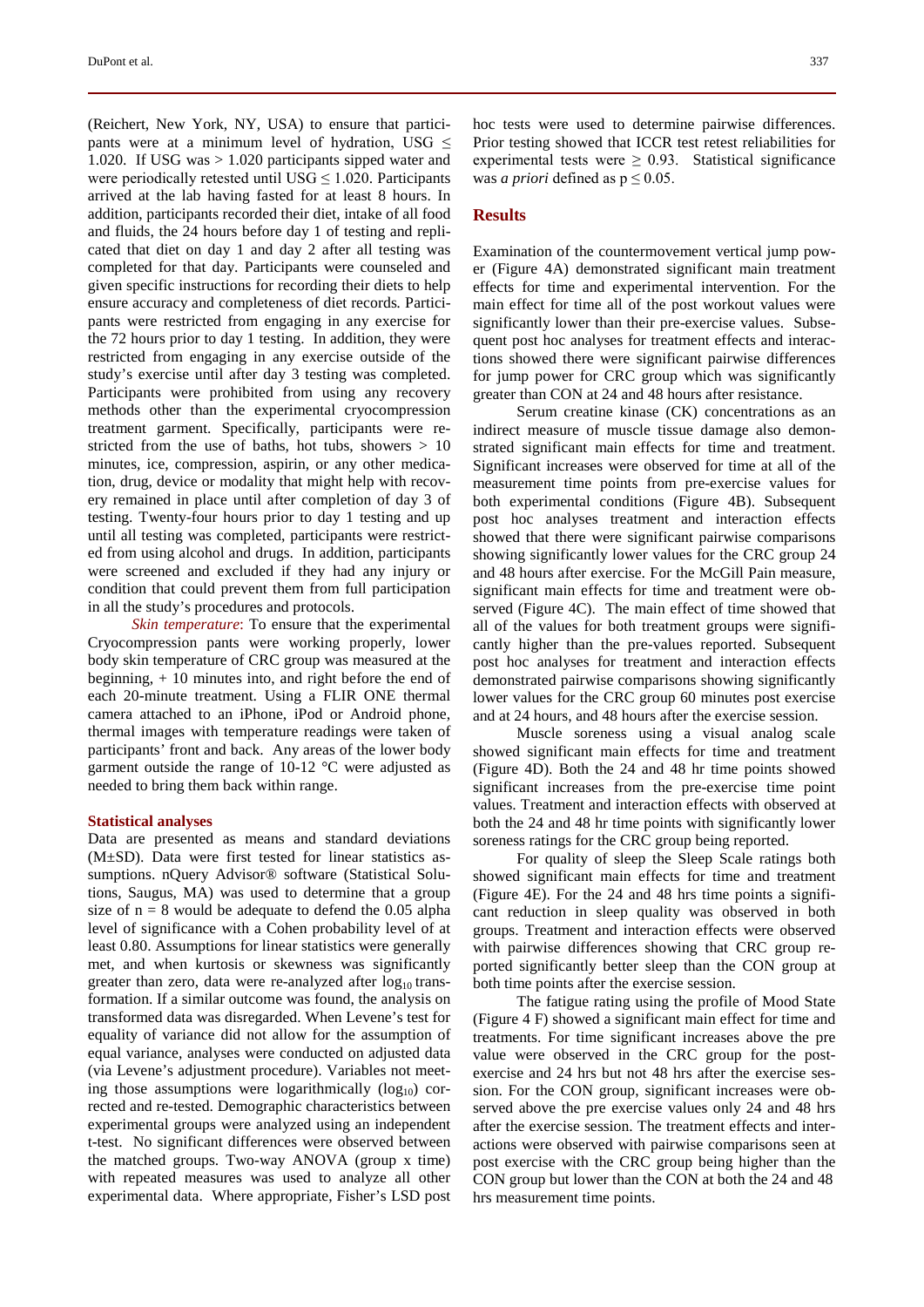(Reichert, New York, NY, USA) to ensure that participants were at a minimum level of hydration, USG ≤ 1.020. If USG was > 1.020 participants sipped water and were periodically retested until USG ≤ 1.020. Participants arrived at the lab having fasted for at least 8 hours. In addition, participants recorded their diet, intake of all food and fluids, the 24 hours before day 1 of testing and replicated that diet on day 1 and day 2 after all testing was completed for that day. Participants were counseled and given specific instructions for recording their diets to help ensure accuracy and completeness of diet records. Participants were restricted from engaging in any exercise for the 72 hours prior to day 1 testing. In addition, they were restricted from engaging in any exercise outside of the study's exercise until after day 3 testing was completed. Participants were prohibited from using any recovery methods other than the experimental cryocompression treatment garment. Specifically, participants were restricted from the use of baths, hot tubs, showers > 10 minutes, ice, compression, aspirin, or any other medication, drug, device or modality that might help with recovery remained in place until after completion of day 3 of testing. Twenty-four hours prior to day 1 testing and up until all testing was completed, participants were restricted from using alcohol and drugs. In addition, participants were screened and excluded if they had any injury or condition that could prevent them from full participation in all the study's procedures and protocols.

*Skin temperature*: To ensure that the experimental Cryocompression pants were working properly, lower body skin temperature of CRC group was measured at the beginning, + 10 minutes into, and right before the end of each 20-minute treatment. Using a FLIR ONE thermal camera attached to an iPhone, iPod or Android phone, thermal images with temperature readings were taken of participants' front and back. Any areas of the lower body garment outside the range of 10-12 °C were adjusted as needed to bring them back within range.

### Statistical analyses

Data are presented as means and standard deviations (M±SD). Data were first tested for linear statistics assumptions. nQuery Advisor® software (Statistical Solutions, Saugus, MA) was used to determine that a group size of n = 8 would be adequate to defend the 0.05 alpha level of significance with a Cohen probability level of at least 0.80. Assumptions for linear statistics were generally met, and when kurtosis or skewness was significantly greater than zero, data were re-analyzed after $\log_{10}$ transformation. If a similar outcome was found, the analysis on transformed data was disregarded. When Levene's test for equality of variance did not allow for the assumption of equal variance, analyses were conducted on adjusted data (via Levene's adjustment procedure). Variables not meeting those assumptions were logarithmically ($\log_{10}$) corrected and re-tested. Demographic characteristics between experimental groups were analyzed using an independent t-test. No significant differences were observed between the matched groups. Two-way ANOVA (group x time) with repeated measures was used to analyze all other experimental data. Where appropriate, Fisher's LSD post hoc tests were used to determine pairwise differences. Prior testing showed that ICCR test retest reliabilities for experimental tests were ≥ 0.93. Statistical significance was *a priori* defined as p ≤ 0.05.

## Results

Examination of the countermovement vertical jump power (Figure 4A) demonstrated significant main treatment effects for time and experimental intervention. For the main effect for time all of the post workout values were significantly lower than their pre-exercise values. Subsequent post hoc analyses for treatment effects and interactions showed there were significant pairwise differences for jump power for CRC group which was significantly greater than CON at 24 and 48 hours after resistance.

Serum creatine kinase (CK) concentrations as an indirect measure of muscle tissue damage also demonstrated significant main effects for time and treatment. Significant increases were observed for time at all of the measurement time points from pre-exercise values for both experimental conditions (Figure 4B). Subsequent post hoc analyses treatment and interaction effects showed that there were significant pairwise comparisons showing significantly lower values for the CRC group 24 and 48 hours after exercise. For the McGill Pain measure, significant main effects for time and treatment were observed (Figure 4C). The main effect of time showed that all of the values for both treatment groups were significantly higher than the pre-values reported. Subsequent post hoc analyses for treatment and interaction effects demonstrated pairwise comparisons showing significantly lower values for the CRC group 60 minutes post exercise and at 24 hours, and 48 hours after the exercise session.

Muscle soreness using a visual analog scale showed significant main effects for time and treatment (Figure 4D). Both the 24 and 48 hr time points showed significant increases from the pre-exercise time point values. Treatment and interaction effects with observed at both the 24 and 48 hr time points with significantly lower soreness ratings for the CRC group being reported.

For quality of sleep the Sleep Scale ratings both showed significant main effects for time and treatment (Figure 4E). For the 24 and 48 hrs time points a significant reduction in sleep quality was observed in both groups. Treatment and interaction effects were observed with pairwise differences showing that CRC group reported significantly better sleep than the CON group at both time points after the exercise session.

The fatigue rating using the profile of Mood State (Figure 4 F) showed a significant main effect for time and treatments. For time significant increases above the pre value were observed in the CRC group for the post-exercise and 24 hrs but not 48 hrs after the exercise session. For the CON group, significant increases were observed above the pre exercise values only 24 and 48 hrs after the exercise session. The treatment effects and interactions were observed with pairwise comparisons seen at post exercise with the CRC group being higher than the CON group but lower than the CON at both the 24 and 48 hrs measurement time points.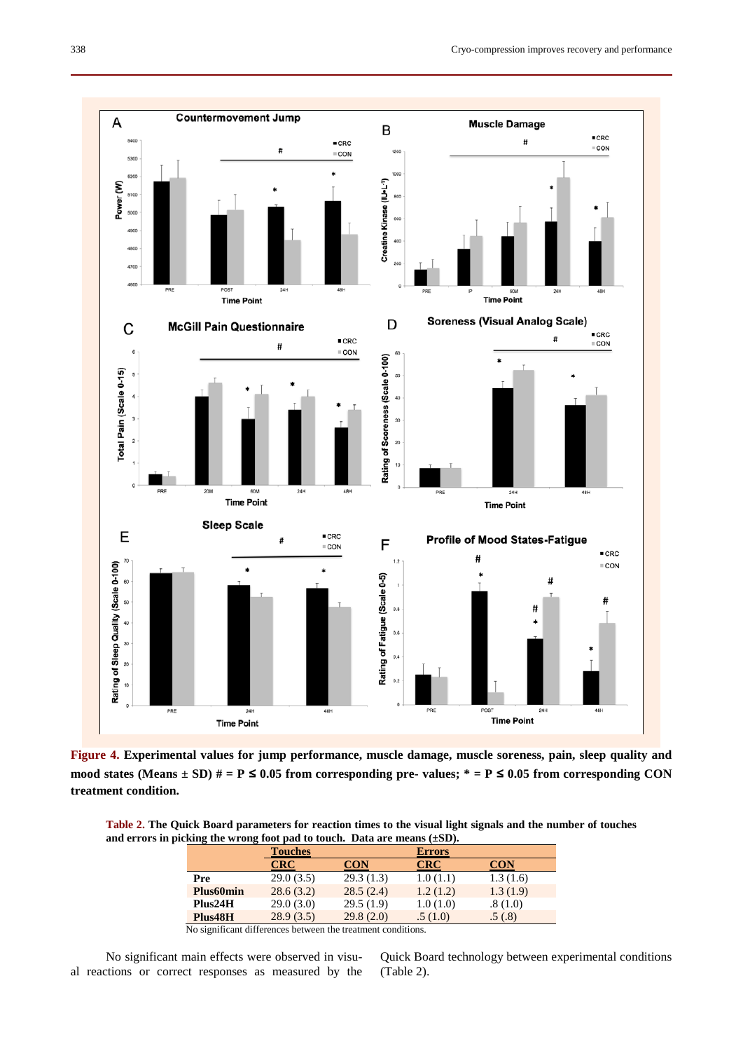**Figure 4. Experimental values for jump performance, muscle damage, muscle soreness, pain, sleep quality and mood states (Means ± SD) # = P ≤ 0.05 from corresponding pre- values; * = P ≤ 0.05 from corresponding CON treatment condition.**

**Table 2. The Quick Board parameters for reaction times to the visual light signals and the number of touches and errors in picking the wrong foot pad to touch. Data are means (±SD).**

| | Touches | | Errors | |
|---|---|---|---|---|
| | CRC | CON | CRC | CON |
| **Pre** | 29.0 (3.5) | 29.3 (1.3) | 1.0 (1.1) | 1.3 (1.6) |
| **Plus60min** | 28.6 (3.2) | 28.5 (2.4) | 1.2 (1.2) | 1.3 (1.9) |
| **Plus24H** | 29.0 (3.0) | 29.5 (1.9) | 1.0 (1.0) | .8 (1.0) |
| **Plus48H** | 28.9 (3.5) | 29.8 (2.0) | .5 (1.0) | .5 (.8) |

No significant differences between the treatment conditions.

No significant main effects were observed in visual reactions or correct responses as measured by the Quick Board technology between experimental conditions (Table 2).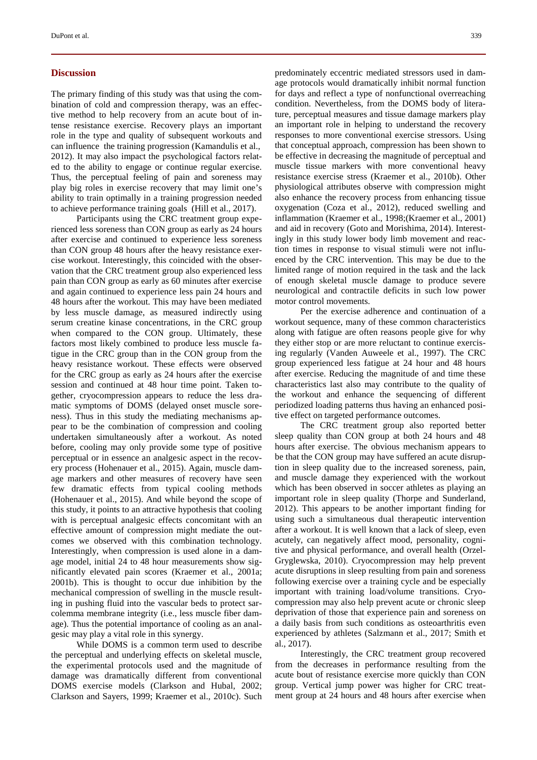## Discussion

The primary finding of this study was that using the combination of cold and compression therapy, was an effective method to help recovery from an acute bout of intense resistance exercise. Recovery plays an important role in the type and quality of subsequent workouts and can influence the training progression (Kamandulis et al., 2012). It may also impact the psychological factors related to the ability to engage or continue regular exercise. Thus, the perceptual feeling of pain and soreness may play big roles in exercise recovery that may limit one's ability to train optimally in a training progression needed to achieve performance training goals (Hill et al., 2017).

Participants using the CRC treatment group experienced less soreness than CON group as early as 24 hours after exercise and continued to experience less soreness than CON group 48 hours after the heavy resistance exercise workout. Interestingly, this coincided with the observation that the CRC treatment group also experienced less pain than CON group as early as 60 minutes after exercise and again continued to experience less pain 24 hours and 48 hours after the workout. This may have been mediated by less muscle damage, as measured indirectly using serum creatine kinase concentrations, in the CRC group when compared to the CON group. Ultimately, these factors most likely combined to produce less muscle fatigue in the CRC group than in the CON group from the heavy resistance workout. These effects were observed for the CRC group as early as 24 hours after the exercise session and continued at 48 hour time point. Taken together, cryocompression appears to reduce the less dramatic symptoms of DOMS (delayed onset muscle soreness). Thus in this study the mediating mechanisms appear to be the combination of compression and cooling undertaken simultaneously after a workout. As noted before, cooling may only provide some type of positive perceptual or in essence an analgesic aspect in the recovery process (Hohenauer et al., 2015). Again, muscle damage markers and other measures of recovery have seen few dramatic effects from typical cooling methods (Hohenauer et al., 2015). And while beyond the scope of this study, it points to an attractive hypothesis that cooling with is perceptual analgesic effects concomitant with an effective amount of compression might mediate the outcomes we observed with this combination technology. Interestingly, when compression is used alone in a damage model, initial 24 to 48 hour measurements show significantly elevated pain scores (Kraemer et al., 2001a; 2001b). This is thought to occur due inhibition by the mechanical compression of swelling in the muscle resulting in pushing fluid into the vascular beds to protect sarcolemma membrane integrity (i.e., less muscle fiber damage). Thus the potential importance of cooling as an analgesic may play a vital role in this synergy.

While DOMS is a common term used to describe the perceptual and underlying effects on skeletal muscle, the experimental protocols used and the magnitude of damage was dramatically different from conventional DOMS exercise models (Clarkson and Hubal, 2002; Clarkson and Sayers, 1999; Kraemer et al., 2010c). Such predominately eccentric mediated stressors used in damage protocols would dramatically inhibit normal function for days and reflect a type of nonfunctional overreaching condition. Nevertheless, from the DOMS body of literature, perceptual measures and tissue damage markers play an important role in helping to understand the recovery responses to more conventional exercise stressors. Using that conceptual approach, compression has been shown to be effective in decreasing the magnitude of perceptual and muscle tissue markers with more conventional heavy resistance exercise stress (Kraemer et al., 2010b). Other physiological attributes observe with compression might also enhance the recovery process from enhancing tissue oxygenation (Coza et al., 2012), reduced swelling and inflammation (Kraemer et al., 1998;(Kraemer et al., 2001) and aid in recovery (Goto and Morishima, 2014). Interestingly in this study lower body limb movement and reaction times in response to visual stimuli were not influenced by the CRC intervention. This may be due to the limited range of motion required in the task and the lack of enough skeletal muscle damage to produce severe neurological and contractile deficits in such low power motor control movements.

Per the exercise adherence and continuation of a workout sequence, many of these common characteristics along with fatigue are often reasons people give for why they either stop or are more reluctant to continue exercising regularly (Vanden Auweele et al., 1997). The CRC group experienced less fatigue at 24 hour and 48 hours after exercise. Reducing the magnitude of and time these characteristics last also may contribute to the quality of the workout and enhance the sequencing of different periodized loading patterns thus having an enhanced positive effect on targeted performance outcomes.

The CRC treatment group also reported better sleep quality than CON group at both 24 hours and 48 hours after exercise. The obvious mechanism appears to be that the CON group may have suffered an acute disruption in sleep quality due to the increased soreness, pain, and muscle damage they experienced with the workout which has been observed in soccer athletes as playing an important role in sleep quality (Thorpe and Sunderland, 2012). This appears to be another important finding for using such a simultaneous dual therapeutic intervention after a workout. It is well known that a lack of sleep, even acutely, can negatively affect mood, personality, cognitive and physical performance, and overall health (Orzel-Gryglewska, 2010). Cryocompression may help prevent acute disruptions in sleep resulting from pain and soreness following exercise over a training cycle and be especially important with training load/volume transitions. Cryocompression may also help prevent acute or chronic sleep deprivation of those that experience pain and soreness on a daily basis from such conditions as osteoarthritis even experienced by athletes (Salzmann et al., 2017; Smith et al., 2017).

Interestingly, the CRC treatment group recovered from the decreases in performance resulting from the acute bout of resistance exercise more quickly than CON group. Vertical jump power was higher for CRC treatment group at 24 hours and 48 hours after exercise when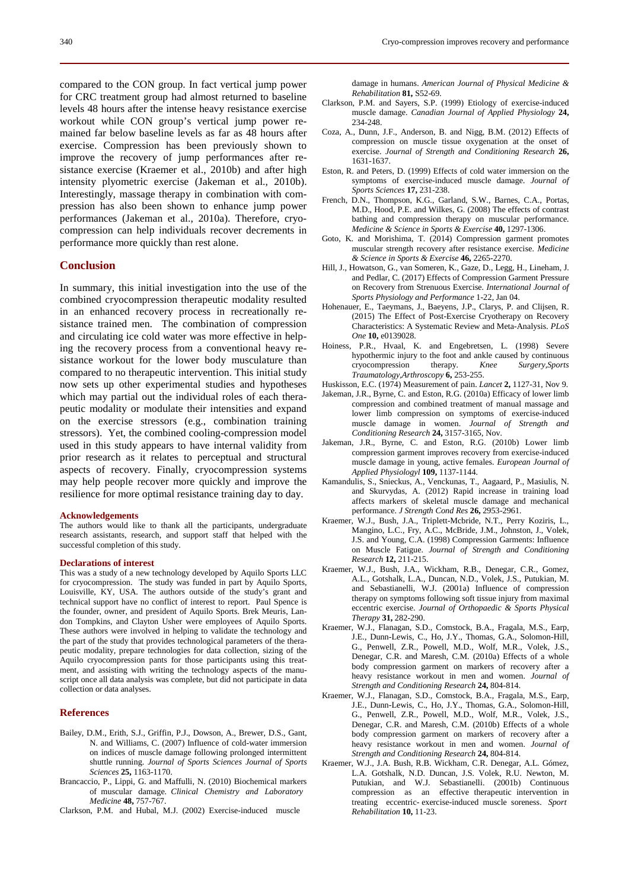compared to the CON group. In fact vertical jump power for CRC treatment group had almost returned to baseline levels 48 hours after the intense heavy resistance exercise workout while CON group's vertical jump power remained far below baseline levels as far as 48 hours after exercise. Compression has been previously shown to improve the recovery of jump performances after resistance exercise (Kraemer et al., 2010b) and after high intensity plyometric exercise (Jakeman et al., 2010b). Interestingly, massage therapy in combination with compression has also been shown to enhance jump power performances (Jakeman et al., 2010a). Therefore, cryocompression can help individuals recover decrements in performance more quickly than rest alone.

## Conclusion

In summary, this initial investigation into the use of the combined cryocompression therapeutic modality resulted in an enhanced recovery process in recreationally resistance trained men. The combination of compression and circulating ice cold water was more effective in helping the recovery process from a conventional heavy resistance workout for the lower body musculature than compared to no therapeutic intervention. This initial study now sets up other experimental studies and hypotheses which may partial out the individual roles of each therapeutic modality or modulate their intensities and expand on the exercise stressors (e.g., combination training stressors). Yet, the combined cooling-compression model used in this study appears to have internal validity from prior research as it relates to perceptual and structural aspects of recovery. Finally, cryocompression systems may help people recover more quickly and improve the resilience for more optimal resistance training day to day.

### Acknowledgements

The authors would like to thank all the participants, undergraduate research assistants, research, and support staff that helped with the successful completion of this study.

### Declarations of interest

This was a study of a new technology developed by Aquilo Sports LLC for cryocompression. The study was funded in part by Aquilo Sports, Louisville, KY, USA. The authors outside of the study's grant and technical support have no conflict of interest to report. Paul Spence is the founder, owner, and president of Aquilo Sports. Brek Meuris, Landon Tompkins, and Clayton Usher were employees of Aquilo Sports. These authors were involved in helping to validate the technology and the part of the study that provides technological parameters of the therapeutic modality, prepare technologies for data collection, sizing of the Aquilo cryocompression pants for those participants using this treatment, and assisting with writing the technology aspects of the manuscript once all data analysis was complete, but did not participate in data collection or data analyses.

## References

Bailey, D.M., Erith, S.J., Griffin, P.J., Dowson, A., Brewer, D.S., Gant, N. and Williams, C. (2007) Influence of cold-water immersion on indices of muscle damage following prolonged intermittent shuttle running. *Journal of Sports Sciences Journal of Sports Sciences* **25,** 1163-1170.

Brancaccio, P., Lippi, G. and Maffulli, N. (2010) Biochemical markers of muscular damage. *Clinical Chemistry and Laboratory Medicine* **48,** 757-767.

Clarkson, P.M. and Hubal, M.J. (2002) Exercise-induced muscle damage in humans. *American Journal of Physical Medicine & Rehabilitation* **81,** S52-69.

Clarkson, P.M. and Sayers, S.P. (1999) Etiology of exercise-induced muscle damage. *Canadian Journal of Applied Physiology* **24,** 234-248.

Coza, A., Dunn, J.F., Anderson, B. and Nigg, B.M. (2012) Effects of compression on muscle tissue oxygenation at the onset of exercise. *Journal of Strength and Conditioning Research* **26,** 1631-1637.

Eston, R. and Peters, D. (1999) Effects of cold water immersion on the symptoms of exercise-induced muscle damage. *Journal of Sports Sciences* **17,** 231-238.

French, D.N., Thompson, K.G., Garland, S.W., Barnes, C.A., Portas, M.D., Hood, P.E. and Wilkes, G. (2008) The effects of contrast bathing and compression therapy on muscular performance. *Medicine & Science in Sports & Exercise* **40,** 1297-1306.

Goto, K. and Morishima, T. (2014) Compression garment promotes muscular strength recovery after resistance exercise. *Medicine & Science in Sports & Exercise* **46,** 2265-2270.

Hill, J., Howatson, G., van Someren, K., Gaze, D., Legg, H., Lineham, J. and Pedlar, C. (2017) Effects of Compression Garment Pressure on Recovery from Strenuous Exercise. *International Journal of Sports Physiology and Performance* 1-22, Jan 04.

Hohenauer, E., Taeymans, J., Baeyens, J.P., Clarys, P. and Clijsen, R. (2015) The Effect of Post-Exercise Cryotherapy on Recovery Characteristics: A Systematic Review and Meta-Analysis. *PLoS One* **10,** e0139028.

Hoiness, P.R., Hvaal, K. and Engebretsen, L. (1998) Severe hypothermic injury to the foot and ankle caused by continuous cryocompression therapy. *Knee Surgery,Sports Traumatology,Arthroscopy* **6,** 253-255.

Huskisson, E.C. (1974) Measurement of pain. *Lancet* **2,** 1127-31, Nov 9.

Jakeman, J.R., Byrne, C. and Eston, R.G. (2010a) Efficacy of lower limb compression and combined treatment of manual massage and lower limb compression on symptoms of exercise-induced muscle damage in women. *Journal of Strength and Conditioning Research* **24,** 3157-3165, Nov.

Jakeman, J.R., Byrne, C. and Eston, R.G. (2010b) Lower limb compression garment improves recovery from exercise-induced muscle damage in young, active females. *European Journal of Applied Physiologyl* **109,** 1137-1144.

Kamandulis, S., Snieckus, A., Venckunas, T., Aagaard, P., Masiulis, N. and Skurvydas, A. (2012) Rapid increase in training load affects markers of skeletal muscle damage and mechanical performance. *J Strength Cond Res* **26,** 2953-2961.

Kraemer, W.J., Bush, J.A., Triplett-Mcbride, N.T., Perry Koziris, L., Mangino, L.C., Fry, A.C., McBride, J.M., Johnston, J., Volek, J.S. and Young, C.A. (1998) Compression Garments: Influence on Muscle Fatigue. *Journal of Strength and Conditioning Research* **12,** 211-215.

Kraemer, W.J., Bush, J.A., Wickham, R.B., Denegar, C.R., Gomez, A.L., Gotshalk, L.A., Duncan, N.D., Volek, J.S., Putukian, M. and Sebastianelli, W.J. (2001a) Influence of compression therapy on symptoms following soft tissue injury from maximal eccentric exercise. *Journal of Orthopaedic & Sports Physical Therapy* **31,** 282-290.

Kraemer, W.J., Flanagan, S.D., Comstock, B.A., Fragala, M.S., Earp, J.E., Dunn-Lewis, C., Ho, J.Y., Thomas, G.A., Solomon-Hill, G., Penwell, Z.R., Powell, M.D., Wolf, M.R., Volek, J.S., Denegar, C.R. and Maresh, C.M. (2010a) Effects of a whole body compression garment on markers of recovery after a heavy resistance workout in men and women. *Journal of Strength and Conditioning Research* **24,** 804-814.

Kraemer, W.J., Flanagan, S.D., Comstock, B.A., Fragala, M.S., Earp, J.E., Dunn-Lewis, C., Ho, J.Y., Thomas, G.A., Solomon-Hill, G., Penwell, Z.R., Powell, M.D., Wolf, M.R., Volek, J.S., Denegar, C.R. and Maresh, C.M. (2010b) Effects of a whole body compression garment on markers of recovery after a heavy resistance workout in men and women. *Journal of Strength and Conditioning Research* **24,** 804-814.

Kraemer, W.J., J.A. Bush, R.B. Wickham, C.R. Denegar, A.L. Gómez, L.A. Gotshalk, N.D. Duncan, J.S. Volek, R.U. Newton, M. Putukian, and W.J. Sebastianelli. (2001b) Continuous compression as an effective therapeutic intervention in treating eccentric- exercise-induced muscle soreness. *Sport Rehabilitation* **10,** 11-23.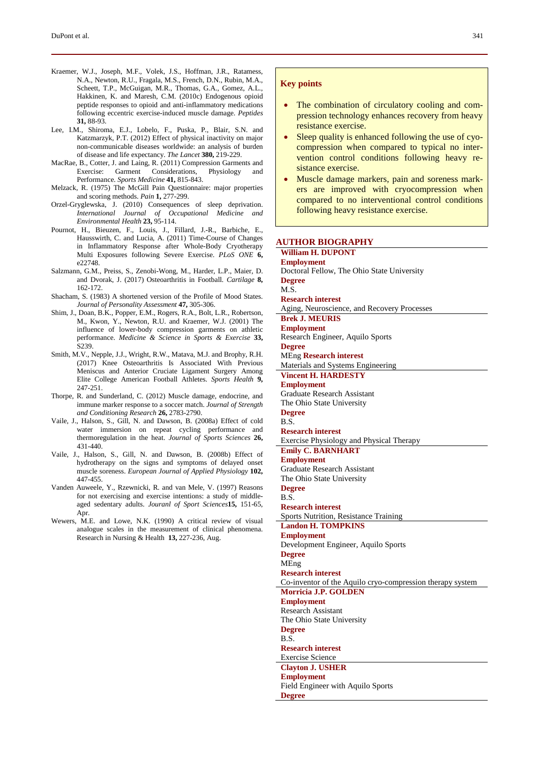Kraemer, W.J., Joseph, M.F., Volek, J.S., Hoffman, J.R., Ratamess, N.A., Newton, R.U., Fragala, M.S., French, D.N., Rubin, M.A., Scheett, T.P., McGuigan, M.R., Thomas, G.A., Gomez, A.L., Hakkinen, K. and Maresh, C.M. (2010c) Endogenous opioid peptide responses to opioid and anti-inflammatory medications following eccentric exercise-induced muscle damage. *Peptides* **31,** 88-93.

Lee, I.M., Shiroma, E.J., Lobelo, F., Puska, P., Blair, S.N. and Katzmarzyk, P.T. (2012) Effect of physical inactivity on major non-communicable diseases worldwide: an analysis of burden of disease and life expectancy. *The Lancet* **380,** 219-229.

MacRae, B., Cotter, J. and Laing, R. (2011) Compression Garments and Exercise: Garment Considerations, Physiology and Performance. *Sports Medicine* **41,** 815-843.

Melzack, R. (1975) The McGill Pain Questionnaire: major properties and scoring methods. *Pain* **1,** 277-299.

Orzel-Gryglewska, J. (2010) Consequences of sleep deprivation. *International Journal of Occupational Medicine and Environmental Health* **23,** 95-114.

Pournot, H., Bieuzen, F., Louis, J., Fillard, J.-R., Barbiche, E., Hausswirth, C. and Lucia, A. (2011) Time-Course of Changes in Inflammatory Response after Whole-Body Cryotherapy Multi Exposures following Severe Exercise. *PLoS ONE* **6,** e22748.

Salzmann, G.M., Preiss, S., Zenobi-Wong, M., Harder, L.P., Maier, D. and Dvorak, J. (2017) Osteoarthritis in Football. *Cartilage* **8,** 162-172.

Shacham, S. (1983) A shortened version of the Profile of Mood States. *Journal of Personality Assessment* **47,** 305-306.

Shim, J., Doan, B.K., Popper, E.M., Rogers, R.A., Bolt, L.R., Robertson, M., Kwon, Y., Newton, R.U. and Kraemer, W.J. (2001) The influence of lower-body compression garments on athletic performance. *Medicine & Science in Sports & Exercise* **33,** S239.

Smith, M.V., Nepple, J.J., Wright, R.W., Matava, M.J. and Brophy, R.H. (2017) Knee Osteoarthritis Is Associated With Previous Meniscus and Anterior Cruciate Ligament Surgery Among Elite College American Football Athletes. *Sports Health* **9,** 247-251.

Thorpe, R. and Sunderland, C. (2012) Muscle damage, endocrine, and immune marker response to a soccer match. *Journal of Strength and Conditioning Research* **26,** 2783-2790.

Vaile, J., Halson, S., Gill, N. and Dawson, B. (2008a) Effect of cold water immersion on repeat cycling performance and thermoregulation in the heat. *Journal of Sports Sciences* **26,** 431-440.

Vaile, J., Halson, S., Gill, N. and Dawson, B. (2008b) Effect of hydrotherapy on the signs and symptoms of delayed onset muscle soreness. *European Journal of Applied Physiology* **102,** 447-455.

Vanden Auweele, Y., Rzewnicki, R. and van Mele, V. (1997) Reasons for not exercising and exercise intentions: a study of middle-aged sedentary adults. *Jouranl of Sport Sciences***15,** 151-65, Apr.

Wewers, M.E. and Lowe, N.K. (1990) A critical review of visual analogue scales in the measurement of clinical phenomena. Research in Nursing & Health **13,** 227-236, Aug.

## Key points

- The combination of circulatory cooling and compression technology enhances recovery from heavy resistance exercise.
- Sleep quality is enhanced following the use of cyocompression when compared to typical no intervention control conditions following heavy resistance exercise.
- Muscle damage markers, pain and soreness markers are improved with cryocompression when compared to no interventional control conditions following heavy resistance exercise.

## AUTHOR BIOGRAPHY

**William H. DUPONT**
**Employment**
Doctoral Fellow, The Ohio State University
**Degree**
M.S.
**Research interest**
Aging, Neuroscience, and Recovery Processes

**Brek J. MEURIS**
**Employment**
Research Engineer, Aquilo Sports
**Degree**
MEng **Research interest**
Materials and Systems Engineering

**Vincent H. HARDESTY**
**Employment**
Graduate Research Assistant
The Ohio State University
**Degree**
B.S.
**Research interest**
Exercise Physiology and Physical Therapy

**Emily C. BARNHART**
**Employment**
Graduate Research Assistant
The Ohio State University
**Degree**
B.S.
**Research interest**
Sports Nutrition, Resistance Training

**Landon H. TOMPKINS**
**Employment**
Development Engineer, Aquilo Sports
**Degree**
MEng
**Research interest**
Co-inventor of the Aquilo cryo-compression therapy system

**Morricia J.P. GOLDEN**
**Employment**
Research Assistant
The Ohio State University
**Degree**
B.S.
**Research interest**
Exercise Science

**Clayton J. USHER**
**Employment**
Field Engineer with Aquilo Sports
**Degree**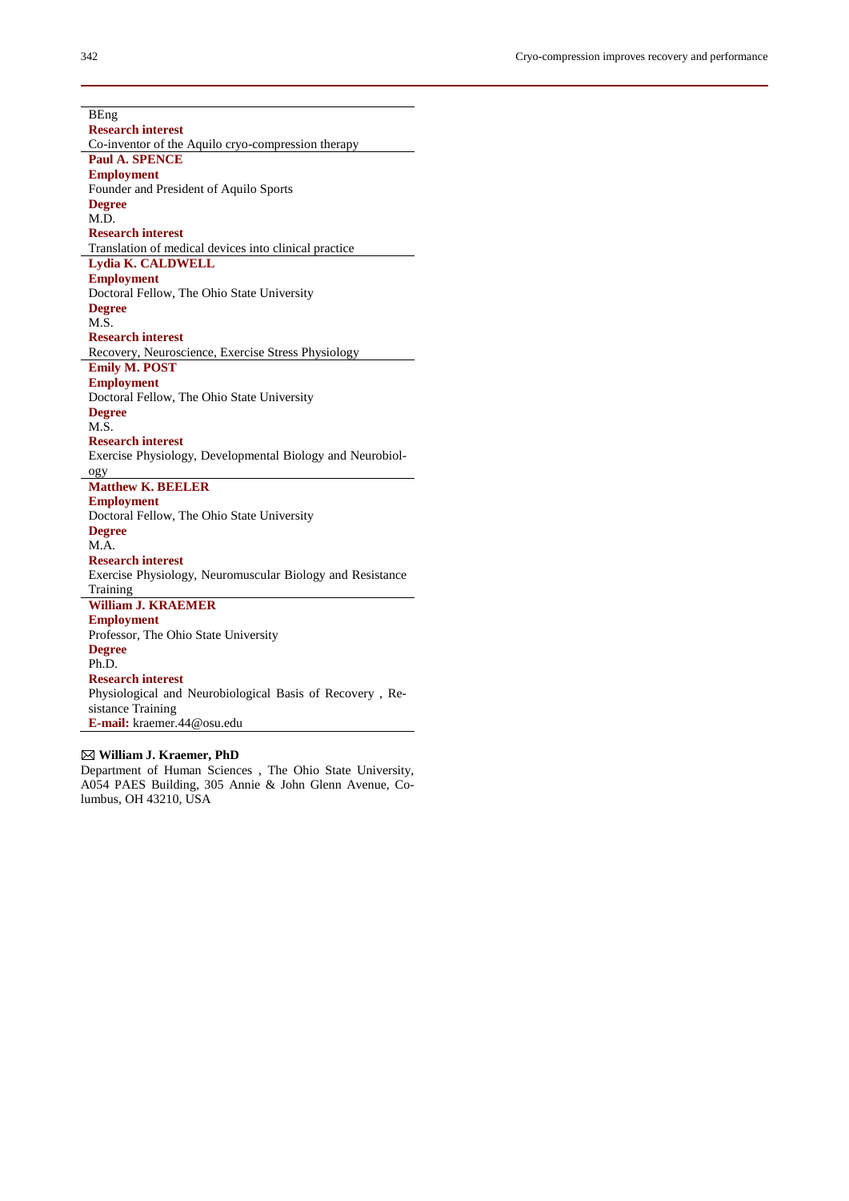BEng

**Research interest**

Co-inventor of the Aquilo cryo-compression therapy

---

**Paul A. SPENCE**

**Employment**

Founder and President of Aquilo Sports

**Degree**

M.D.

**Research interest**

Translation of medical devices into clinical practice

---

**Lydia K. CALDWELL**

**Employment**

Doctoral Fellow, The Ohio State University

**Degree**

M.S.

**Research interest**

Recovery, Neuroscience, Exercise Stress Physiology

---

**Emily M. POST**

**Employment**

Doctoral Fellow, The Ohio State University

**Degree**

M.S.

**Research interest**

Exercise Physiology, Developmental Biology and Neurobiology

---

**Matthew K. BEELER**

**Employment**

Doctoral Fellow, The Ohio State University

**Degree**

M.A.

**Research interest**

Exercise Physiology, Neuromuscular Biology and Resistance Training

---

**William J. KRAEMER**

**Employment**

Professor, The Ohio State University

**Degree**

Ph.D.

**Research interest**

Physiological and Neurobiological Basis of Recovery , Resistance Training

**E-mail:** kraemer.44@osu.edu

---

✉ **William J. Kraemer, PhD**

Department of Human Sciences , The Ohio State University, A054 PAES Building, 305 Annie & John Glenn Avenue, Columbus, OH 43210, USA